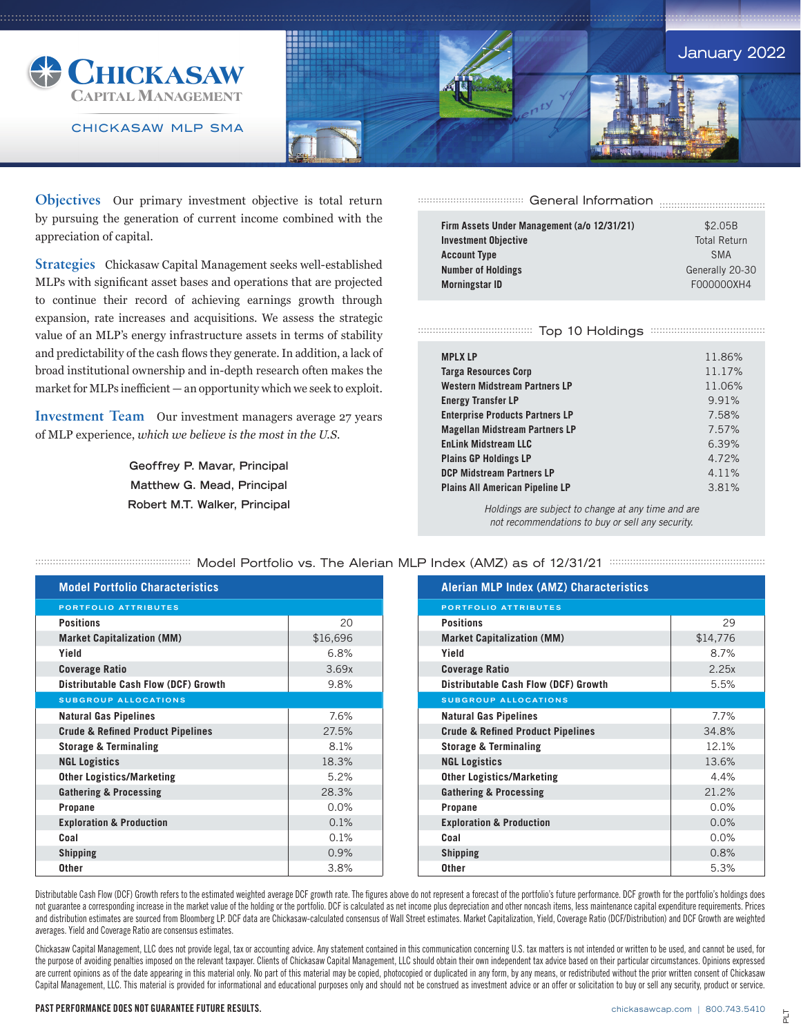# Chickasaw Capital Management

CHICKASAW MLP SMA

January 2022

**Objectives** Our primary investment objective is total return by pursuing the generation of current income combined with the appreciation of capital.

**Strategies** Chickasaw Capital Management seeks well-established MLPs with significant asset bases and operations that are projected to continue their record of achieving earnings growth through expansion, rate increases and acquisitions. We assess the strategic value of an MLP's energy infrastructure assets in terms of stability and predictability of the cash flows they generate. In addition, a lack of broad institutional ownership and in-depth research often makes the market for MLPs inefficient — an opportunity which we seek to exploit.

**Investment Team** Our investment managers average 27 years of MLP experience, *which we believe is the most in the U.S.*

Geoffrey P. Mavar, Principal
Matthew G. Mead, Principal
Robert M.T. Walker, Principal

## General Information

| | |
|---|---|
| **Firm Assets Under Management (a/o 12/31/21)** | $2.05B |
| **Investment Objective** | Total Return |
| **Account Type** | SMA |
| **Number of Holdings** | Generally 20-30 |
| **Morningstar ID** | F000000XH4 |

## Top 10 Holdings

| | |
|---|---|
| **MPLX LP** | 11.86% |
| **Targa Resources Corp** | 11.17% |
| **Western Midstream Partners LP** | 11.06% |
| **Energy Transfer LP** | 9.91% |
| **Enterprise Products Partners LP** | 7.58% |
| **Magellan Midstream Partners LP** | 7.57% |
| **EnLink Midstream LLC** | 6.39% |
| **Plains GP Holdings LP** | 4.72% |
| **DCP Midstream Partners LP** | 4.11% |
| **Plains All American Pipeline LP** | 3.81% |

*Holdings are subject to change at any time and are not recommendations to buy or sell any security.*

## Model Portfolio vs. The Alerian MLP Index (AMZ) as of 12/31/21

| Model Portfolio Characteristics | |
|---|---|
| **PORTFOLIO ATTRIBUTES** | |
| **Positions** | 20 |
| **Market Capitalization (MM)** | $16,696 |
| **Yield** | 6.8% |
| **Coverage Ratio** | 3.69x |
| **Distributable Cash Flow (DCF) Growth** | 9.8% |
| **SUBGROUP ALLOCATIONS** | |
| **Natural Gas Pipelines** | 7.6% |
| **Crude & Refined Product Pipelines** | 27.5% |
| **Storage & Terminaling** | 8.1% |
| **NGL Logistics** | 18.3% |
| **Other Logistics/Marketing** | 5.2% |
| **Gathering & Processing** | 28.3% |
| **Propane** | 0.0% |
| **Exploration & Production** | 0.1% |
| **Coal** | 0.1% |
| **Shipping** | 0.9% |
| **Other** | 3.8% |

| Alerian MLP Index (AMZ) Characteristics | |
|---|---|
| **PORTFOLIO ATTRIBUTES** | |
| **Positions** | 29 |
| **Market Capitalization (MM)** | $14,776 |
| **Yield** | 8.7% |
| **Coverage Ratio** | 2.25x |
| **Distributable Cash Flow (DCF) Growth** | 5.5% |
| **SUBGROUP ALLOCATIONS** | |
| **Natural Gas Pipelines** | 7.7% |
| **Crude & Refined Product Pipelines** | 34.8% |
| **Storage & Terminaling** | 12.1% |
| **NGL Logistics** | 13.6% |
| **Other Logistics/Marketing** | 4.4% |
| **Gathering & Processing** | 21.2% |
| **Propane** | 0.0% |
| **Exploration & Production** | 0.0% |
| **Coal** | 0.0% |
| **Shipping** | 0.8% |
| **Other** | 5.3% |

Distributable Cash Flow (DCF) Growth refers to the estimated weighted average DCF growth rate. The figures above do not represent a forecast of the portfolio's future performance. DCF growth for the portfolio's holdings does not guarantee a corresponding increase in the market value of the holding or the portfolio. DCF is calculated as net income plus depreciation and other noncash items, less maintenance capital expenditure requirements. Prices and distribution estimates are sourced from Bloomberg LP. DCF data are Chickasaw-calculated consensus of Wall Street estimates. Market Capitalization, Yield, Coverage Ratio (DCF/Distribution) and DCF Growth are weighted averages. Yield and Coverage Ratio are consensus estimates.

Chickasaw Capital Management, LLC does not provide legal, tax or accounting advice. Any statement contained in this communication concerning U.S. tax matters is not intended or written to be used, and cannot be used, for the purpose of avoiding penalties imposed on the relevant taxpayer. Clients of Chickasaw Capital Management, LLC should obtain their own independent tax advice based on their particular circumstances. Opinions expressed are current opinions as of the date appearing in this material only. No part of this material may be copied, photocopied or duplicated in any form, by any means, or redistributed without the prior written consent of Chickasaw Capital Management, LLC. This material is provided for informational and educational purposes only and should not be construed as investment advice or an offer or solicitation to buy or sell any security, product or service.

**PAST PERFORMANCE DOES NOT GUARANTEE FUTURE RESULTS.**

chickasawcap.com | 800.743.5410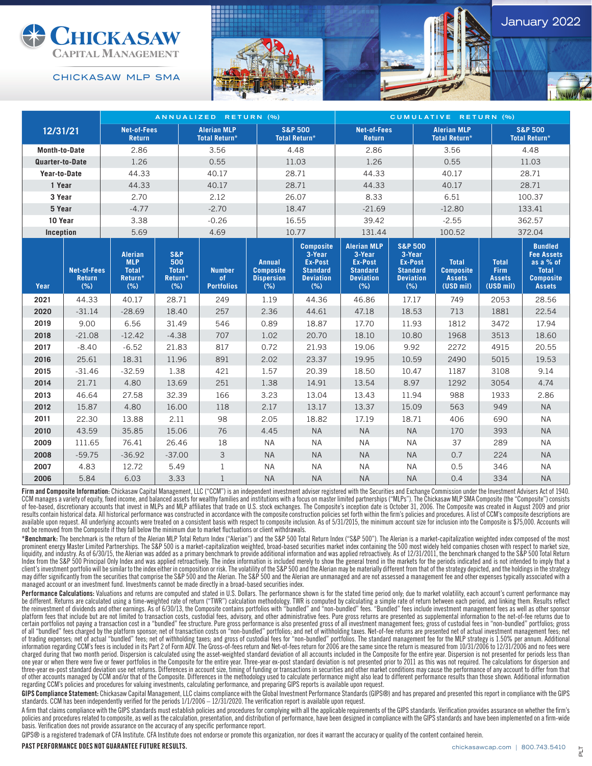# CHICKASAW CAPITAL MANAGEMENT

CHICKASAW MLP SMA

January 2022

| 12/31/21 | ANNUALIZED RETURN (%) | | | CUMULATIVE RETURN (%) | | |
|---|---|---|---|---|---|---|
| | Net-of-Fees Return | Alerian MLP Total Return* | S&P 500 Total Return* | Net-of-Fees Return | Alerian MLP Total Return* | S&P 500 Total Return* |
| Month-to-Date | 2.86 | 3.56 | 4.48 | 2.86 | 3.56 | 4.48 |
| Quarter-to-Date | 1.26 | 0.55 | 11.03 | 1.26 | 0.55 | 11.03 |
| Year-to-Date | 44.33 | 40.17 | 28.71 | 44.33 | 40.17 | 28.71 |
| 1 Year | 44.33 | 40.17 | 28.71 | 44.33 | 40.17 | 28.71 |
| 3 Year | 2.70 | 2.12 | 26.07 | 8.33 | 6.51 | 100.37 |
| 5 Year | -4.77 | -2.70 | 18.47 | -21.69 | -12.80 | 133.41 |
| 10 Year | 3.38 | -0.26 | 16.55 | 39.42 | -2.55 | 362.57 |
| Inception | 5.69 | 4.69 | 10.77 | 131.44 | 100.52 | 372.04 |

| Year | Net-of-Fees Return (%) | Alerian MLP Total Return* (%) | S&P 500 Total Return* (%) | Number of Portfolios | Annual Composite Dispersion (%) | Composite 3-Year Ex-Post Standard Deviation (%) | Alerian MLP 3-Year Ex-Post Standard Deviation (%) | S&P 500 3-Year Ex-Post Standard Deviation (%) | Total Composite Assets (USD mil) | Total Firm Assets (USD mil) | Bundled Fee Assets as a % of Total Composite Assets |
|---|---|---|---|---|---|---|---|---|---|---|---|
| 2021 | 44.33 | 40.17 | 28.71 | 249 | 1.19 | 44.36 | 46.86 | 17.17 | 749 | 2053 | 28.56 |
| 2020 | -31.14 | -28.69 | 18.40 | 257 | 2.36 | 44.61 | 47.18 | 18.53 | 713 | 1881 | 22.54 |
| 2019 | 9.00 | 6.56 | 31.49 | 546 | 0.89 | 18.87 | 17.70 | 11.93 | 1812 | 3472 | 17.94 |
| 2018 | -21.08 | -12.42 | -4.38 | 707 | 1.02 | 20.70 | 18.10 | 10.80 | 1968 | 3513 | 18.60 |
| 2017 | -8.40 | -6.52 | 21.83 | 817 | 0.72 | 21.93 | 19.06 | 9.92 | 2272 | 4915 | 20.55 |
| 2016 | 25.61 | 18.31 | 11.96 | 891 | 2.02 | 23.37 | 19.95 | 10.59 | 2490 | 5015 | 19.53 |
| 2015 | -31.46 | -32.59 | 1.38 | 421 | 1.57 | 20.39 | 18.50 | 10.47 | 1187 | 3108 | 9.14 |
| 2014 | 21.71 | 4.80 | 13.69 | 251 | 1.38 | 14.91 | 13.54 | 8.97 | 1292 | 3054 | 4.74 |
| 2013 | 46.64 | 27.58 | 32.39 | 166 | 3.23 | 13.04 | 13.43 | 11.94 | 988 | 1933 | 2.86 |
| 2012 | 15.87 | 4.80 | 16.00 | 118 | 2.17 | 13.17 | 13.37 | 15.09 | 563 | 949 | NA |
| 2011 | 22.30 | 13.88 | 2.11 | 98 | 2.05 | 18.82 | 17.19 | 18.71 | 406 | 690 | NA |
| 2010 | 43.59 | 35.85 | 15.06 | 76 | 4.45 | NA | NA | NA | 170 | 393 | NA |
| 2009 | 111.65 | 76.41 | 26.46 | 18 | NA | NA | NA | NA | 37 | 289 | NA |
| 2008 | -59.75 | -36.92 | -37.00 | 3 | NA | NA | NA | NA | 0.7 | 224 | NA |
| 2007 | 4.83 | 12.72 | 5.49 | 1 | NA | NA | NA | NA | 0.5 | 346 | NA |
| 2006 | 5.84 | 6.03 | 3.33 | 1 | NA | NA | NA | NA | 0.4 | 334 | NA |

**Firm and Composite Information:** Chickasaw Capital Management, LLC ("CCM") is an independent investment adviser registered with the Securities and Exchange Commission under the Investment Advisers Act of 1940. CCM manages a variety of equity, fixed income, and balanced assets for wealthy families and institutions with a focus on master limited partnerships ("MLPs"). The Chickasaw MLP SMA Composite (the "Composite") consists of fee-based, discretionary accounts that invest in MLPs and MLP affiliates that trade on U.S. stock exchanges. The Composite's inception date is October 31, 2006. The Composite was created in August 2009 and prior results contain historical data. All historical performance was constructed in accordance with the composite construction policies set forth within the firm's policies and procedures. A list of CCM's composite descriptions are available upon request. All underlying accounts were treated on a consistent basis with respect to composite inclusion. As of 5/31/2015, the minimum account size for inclusion into the Composite is $75,000. Accounts will not be removed from the Composite if they fall below the minimum due to market fluctuations or client withdrawals.

***Benchmark:** The benchmark is the return of the Alerian MLP Total Return Index ("Alerian") and the S&P 500 Total Return Index ("S&P 500"). The Alerian is a market-capitalization weighted index composed of the most prominent energy Master Limited Partnerships. The S&P 500 is a market-capitalization weighted, broad-based securities market index containing the 500 most widely held companies chosen with respect to market size, liquidity, and industry. As of 6/30/15, the Alerian was added as a primary benchmark to provide additional information and was applied retroactively. As of 12/31/2011, the benchmark changed to the S&P 500 Total Return Index from the S&P 500 Principal Only Index and was applied retroactively. The index information is included merely to show the general trend in the markets for the periods indicated and is not intended to imply that a client's investment portfolio will be similar to the index either in composition or risk. The volatility of the S&P 500 and the Alerian may be materially different from that of the strategy depicted, and the holdings in the strategy may differ significantly from the securities that comprise the S&P 500 and the Alerian. The S&P 500 and the Alerian are unmanaged and are not assessed a management fee and other expenses typically associated with a managed account or an investment fund. Investments cannot be made directly in a broad-based securities index.

**Performance Calculations:** Valuations and returns are computed and stated in U.S. Dollars. The performance shown is for the stated time period only; due to market volatility, each account's current performance may be different. Returns are calculated using a time-weighted rate of return ("TWR") calculation methodology. TWR is computed by calculating a simple rate of return between each period, and linking them. Results reflect the reinvestment of dividends and other earnings. As of 6/30/13, the Composite contains portfolios with "bundled" and "non-bundled" fees. "Bundled" fees include investment management fees as well as other sponsor platform fees that include but are not limited to transaction costs, custodial fees, advisory, and other administrative fees. Pure gross returns are presented as supplemental information to the net-of-fee returns due to certain portfolios not paying a transaction cost in a "bundled" fee structure. Pure gross performance is also presented gross of all investment management fees; gross of custodial fees in "non-bundled" portfolios; gross of all "bundled" fees charged by the platform sponsor; net of transaction costs on "non-bundled" portfolios; and net of withholding taxes. Net-of-fee returns are presented net of actual investment management fees; net of trading expenses; net of actual "bundled" fees; net of withholding taxes; and gross of custodial fees for "non-bundled" portfolios. The standard management fee for the MLP strategy is 1.50% per annum. Additional information regarding CCM's fees is included in its Part 2 of Form ADV. The Gross-of-fees return and Net-of-fees return for 2006 are the same since the return is measured from 10/31/2006 to 12/31/2006 and no fees were charged during that two month period. Dispersion is calculated using the asset-weighted standard deviation of all accounts included in the Composite for the entire year. Dispersion is not presented for periods less than one year or when there were five or fewer portfolios in the Composite for the entire year. Three-year ex-post standard deviation is not presented prior to 2011 as this was not required. The calculations for dispersion and three-year ex-post standard deviation use net returns. Differences in account size, timing of funding or transactions in securities and other market conditions may cause the performance of any account to differ from that of other accounts managed by CCM and/or that of the Composite. Differences in the methodology used to calculate performance might also lead to different performance results than those shown. Additional information regarding CCM's policies and procedures for valuing investments, calculating performance, and preparing GIPS reports is available upon request.

**GIPS Compliance Statement:** Chickasaw Capital Management, LLC claims compliance with the Global Investment Performance Standards (GIPS®) and has prepared and presented this report in compliance with the GIPS standards. CCM has been independently verified for the periods 1/1/2006 – 12/31/2020. The verification report is available upon request.

A firm that claims compliance with the GIPS standards must establish policies and procedures for complying with all the applicable requirements of the GIPS standards. Verification provides assurance on whether the firm's policies and procedures related to composite, as well as the calculation, presentation, and distribution of performance, have been designed in compliance with the GIPS standards and have been implemented on a firm-wide basis. Verification does not provide assurance on the accuracy of any specific performance report.

GIPS® is a registered trademark of CFA Institute. CFA Institute does not endorse or promote this organization, nor does it warrant the accuracy or quality of the content contained herein.

**PAST PERFORMANCE DOES NOT GUARANTEE FUTURE RESULTS.**

chickasawcap.com | 800.743.5410

PLT